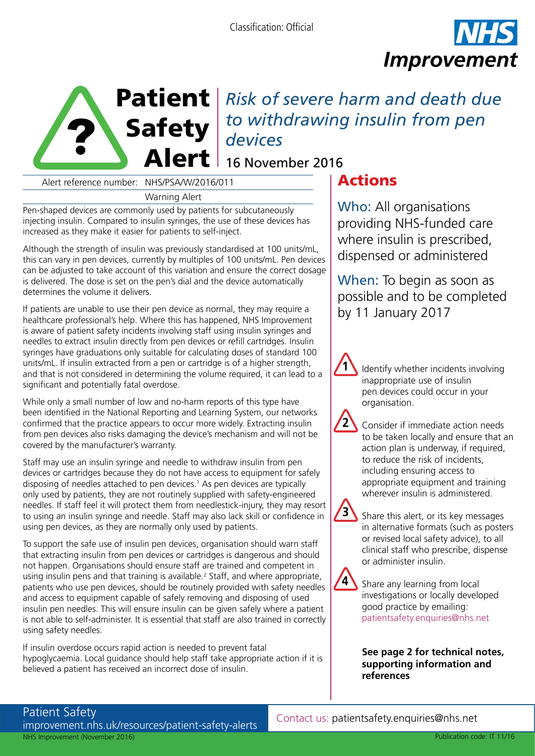Classification: Official

NHS Improvement

# Patient Safety Alert

## *Risk of severe harm and death due to withdrawing insulin from pen devices*

16 November 2016

Alert reference number: NHS/PSA/W/2016/011

Warning Alert

Pen-shaped devices are commonly used by patients for subcutaneously injecting insulin. Compared to insulin syringes, the use of these devices has increased as they make it easier for patients to self-inject.

Although the strength of insulin was previously standardised at 100 units/mL, this can vary in pen devices, currently by multiples of 100 units/mL. Pen devices can be adjusted to take account of this variation and ensure the correct dosage is delivered. The dose is set on the pen's dial and the device automatically determines the volume it delivers.

If patients are unable to use their pen device as normal, they may require a healthcare professional's help. Where this has happened, NHS Improvement is aware of patient safety incidents involving staff using insulin syringes and needles to extract insulin directly from pen devices or refill cartridges. Insulin syringes have graduations only suitable for calculating doses of standard 100 units/mL. If insulin extracted from a pen or cartridge is of a higher strength, and that is not considered in determining the volume required, it can lead to a significant and potentially fatal overdose.

While only a small number of low and no-harm reports of this type have been identified in the National Reporting and Learning System, our networks confirmed that the practice appears to occur more widely. Extracting insulin from pen devices also risks damaging the device's mechanism and will not be covered by the manufacturer's warranty.

Staff may use an insulin syringe and needle to withdraw insulin from pen devices or cartridges because they do not have access to equipment for safely disposing of needles attached to pen devices.[1] As pen devices are typically only used by patients, they are not routinely supplied with safety-engineered needles. If staff feel it will protect them from needlestick-injury, they may resort to using an insulin syringe and needle. Staff may also lack skill or confidence in using pen devices, as they are normally only used by patients.

To support the safe use of insulin pen devices, organisation should warn staff that extracting insulin from pen devices or cartridges is dangerous and should not happen. Organisations should ensure staff are trained and competent in using insulin pens and that training is available.[2] Staff, and where appropriate, patients who use pen devices, should be routinely provided with safety needles and access to equipment capable of safely removing and disposing of used insulin pen needles. This will ensure insulin can be given safely where a patient is not able to self-administer. It is essential that staff are also trained in correctly using safety needles.

If insulin overdose occurs rapid action is needed to prevent fatal hypoglycaemia. Local guidance should help staff take appropriate action if it is believed a patient has received an incorrect dose of insulin.

## Actions

**Who:** All organisations providing NHS-funded care where insulin is prescribed, dispensed or administered

**When:** To begin as soon as possible and to be completed by 11 January 2017

1. Identify whether incidents involving inappropriate use of insulin pen devices could occur in your organisation.
2. Consider if immediate action needs to be taken locally and ensure that an action plan is underway, if required, to reduce the risk of incidents, including ensuring access to appropriate equipment and training wherever insulin is administered.
3. Share this alert, or its key messages in alternative formats (such as posters or revised local safety advice), to all clinical staff who prescribe, dispense or administer insulin.
4. Share any learning from local investigations or locally developed good practice by emailing: patientsafety.enquiries@nhs.net

**See page 2 for technical notes, supporting information and references**

Patient Safety
improvement.nhs.uk/resources/patient-safety-alerts

Contact us: patientsafety.enquiries@nhs.net

NHS Improvement (November 2016)

Publication code: IT 11/16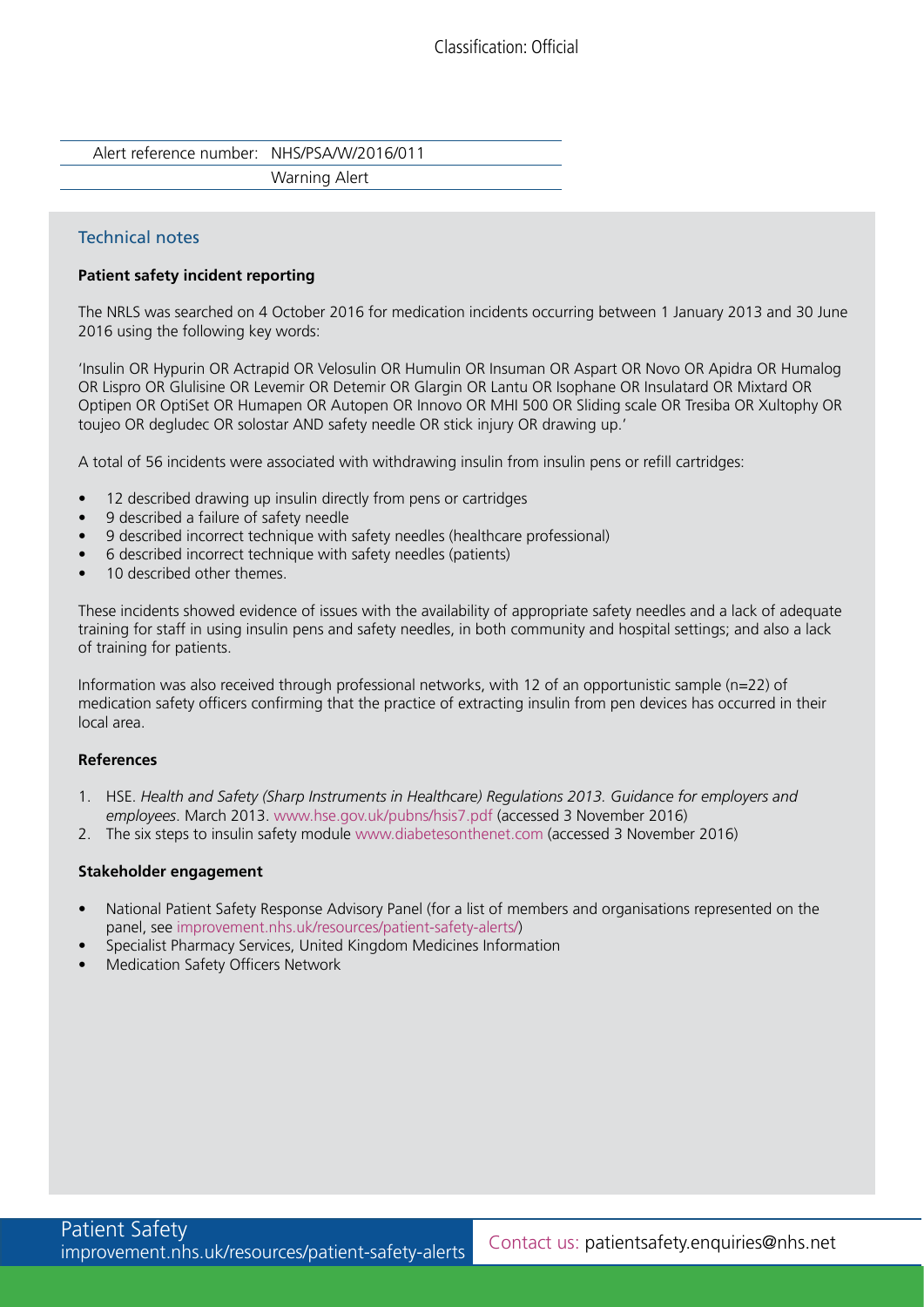Classification: Official

| Alert reference number: | NHS/PSA/W/2016/011 |
|---|---|
| | Warning Alert |

## Technical notes

**Patient safety incident reporting**

The NRLS was searched on 4 October 2016 for medication incidents occurring between 1 January 2013 and 30 June 2016 using the following key words:

'Insulin OR Hypurin OR Actrapid OR Velosulin OR Humulin OR Insuman OR Aspart OR Novo OR Apidra OR Humalog OR Lispro OR Glulisine OR Levemir OR Detemir OR Glargin OR Lantu OR Isophane OR Insulatard OR Mixtard OR Optipen OR OptiSet OR Humapen OR Autopen OR Innovo OR MHI 500 OR Sliding scale OR Tresiba OR Xultophy OR toujeo OR degludec OR solostar AND safety needle OR stick injury OR drawing up.'

A total of 56 incidents were associated with withdrawing insulin from insulin pens or refill cartridges:

- 12 described drawing up insulin directly from pens or cartridges
- 9 described a failure of safety needle
- 9 described incorrect technique with safety needles (healthcare professional)
- 6 described incorrect technique with safety needles (patients)
- 10 described other themes.

These incidents showed evidence of issues with the availability of appropriate safety needles and a lack of adequate training for staff in using insulin pens and safety needles, in both community and hospital settings; and also a lack of training for patients.

Information was also received through professional networks, with 12 of an opportunistic sample (n=22) of medication safety officers confirming that the practice of extracting insulin from pen devices has occurred in their local area.

**References**

1. HSE. *Health and Safety (Sharp Instruments in Healthcare) Regulations 2013. Guidance for employers and employees*. March 2013. www.hse.gov.uk/pubns/hsis7.pdf (accessed 3 November 2016)
2. The six steps to insulin safety module www.diabetesonthenet.com (accessed 3 November 2016)

**Stakeholder engagement**

- National Patient Safety Response Advisory Panel (for a list of members and organisations represented on the panel, see improvement.nhs.uk/resources/patient-safety-alerts/)
- Specialist Pharmacy Services, United Kingdom Medicines Information
- Medication Safety Officers Network

Patient Safety
improvement.nhs.uk/resources/patient-safety-alerts

Contact us: patientsafety.enquiries@nhs.net